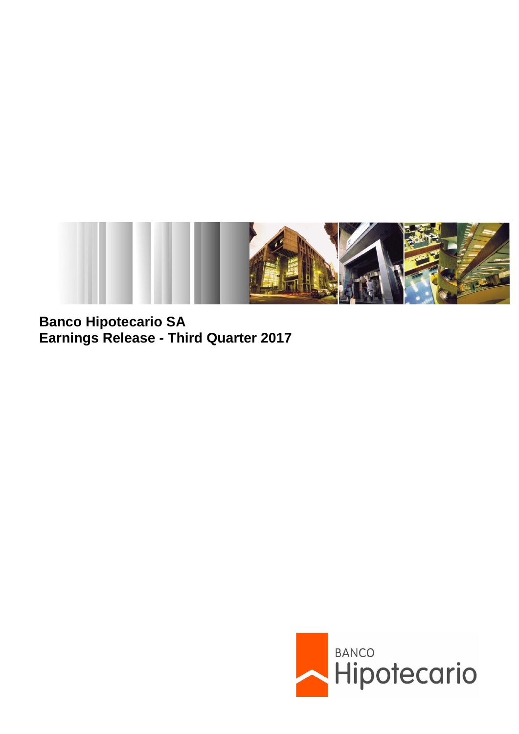**Banco Hipotecario SA**
**Earnings Release - Third Quarter 2017**

BANCO
Hipotecario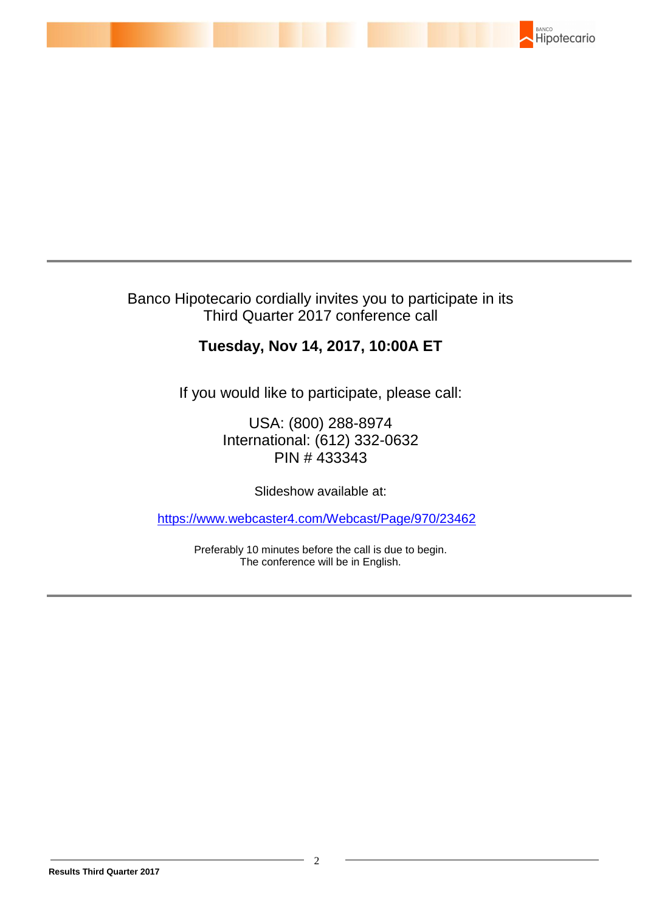Banco Hipotecario cordially invites you to participate in its Third Quarter 2017 conference call

**Tuesday, Nov 14, 2017, 10:00A ET**

If you would like to participate, please call:

USA: (800) 288-8974
International: (612) 332-0632
PIN # 433343

Slideshow available at:

https://www.webcaster4.com/Webcast/Page/970/23462

Preferably 10 minutes before the call is due to begin.
The conference will be in English.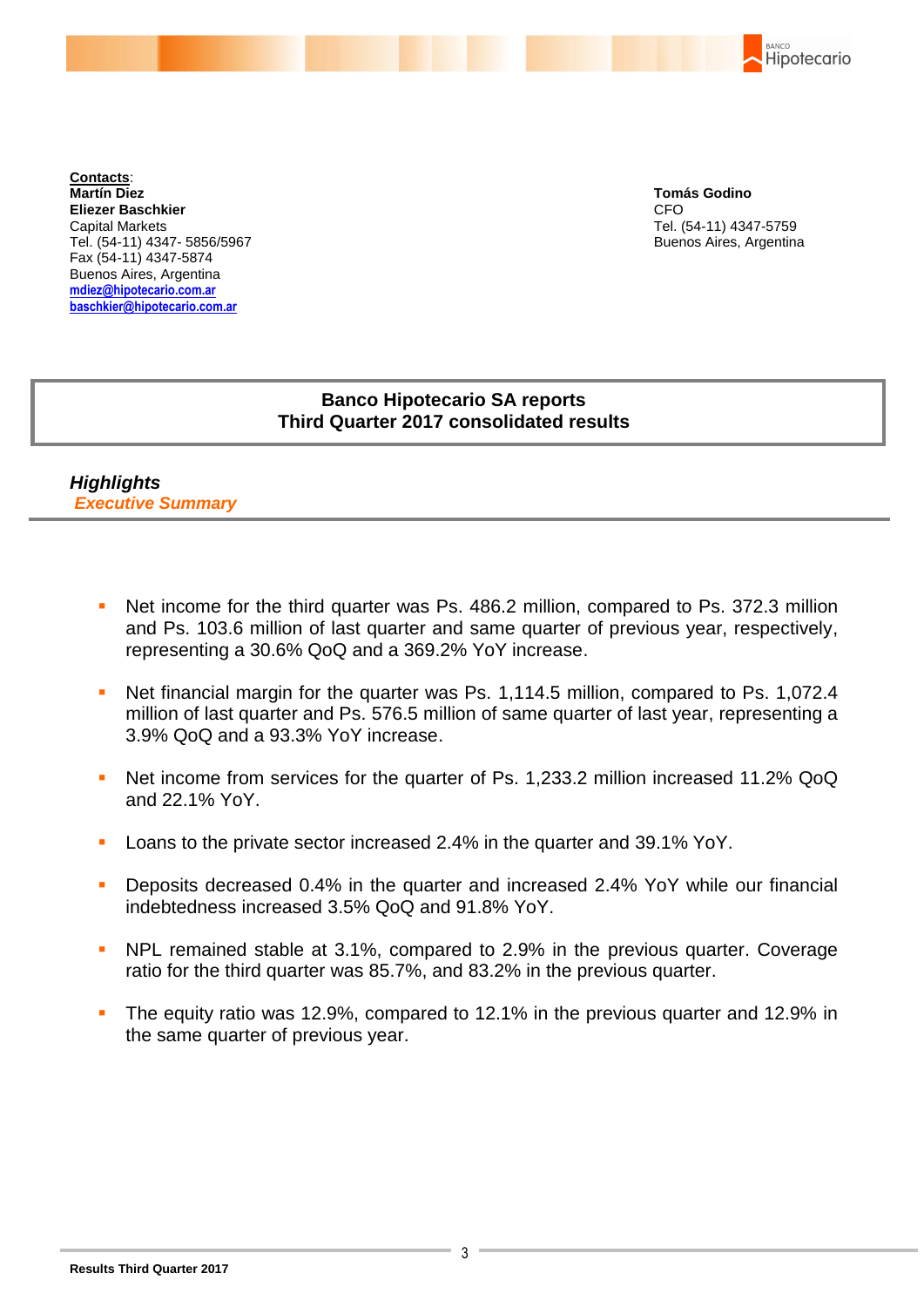**Contacts**:
**Martín Diez**
**Eliezer Baschkier**
Capital Markets
Tel. (54-11) 4347- 5856/5967
Fax (54-11) 4347-5874
Buenos Aires, Argentina
mdiez@hipotecario.com.ar
baschkier@hipotecario.com.ar

**Tomás Godino**
CFO
Tel. (54-11) 4347-5759
Buenos Aires, Argentina

# Banco Hipotecario SA reports Third Quarter 2017 consolidated results

## *Highlights*

### *Executive Summary*

- Net income for the third quarter was Ps. 486.2 million, compared to Ps. 372.3 million and Ps. 103.6 million of last quarter and same quarter of previous year, respectively, representing a 30.6% QoQ and a 369.2% YoY increase.

- Net financial margin for the quarter was Ps. 1,114.5 million, compared to Ps. 1,072.4 million of last quarter and Ps. 576.5 million of same quarter of last year, representing a 3.9% QoQ and a 93.3% YoY increase.

- Net income from services for the quarter of Ps. 1,233.2 million increased 11.2% QoQ and 22.1% YoY.

- Loans to the private sector increased 2.4% in the quarter and 39.1% YoY.

- Deposits decreased 0.4% in the quarter and increased 2.4% YoY while our financial indebtedness increased 3.5% QoQ and 91.8% YoY.

- NPL remained stable at 3.1%, compared to 2.9% in the previous quarter. Coverage ratio for the third quarter was 85.7%, and 83.2% in the previous quarter.

- The equity ratio was 12.9%, compared to 12.1% in the previous quarter and 12.9% in the same quarter of previous year.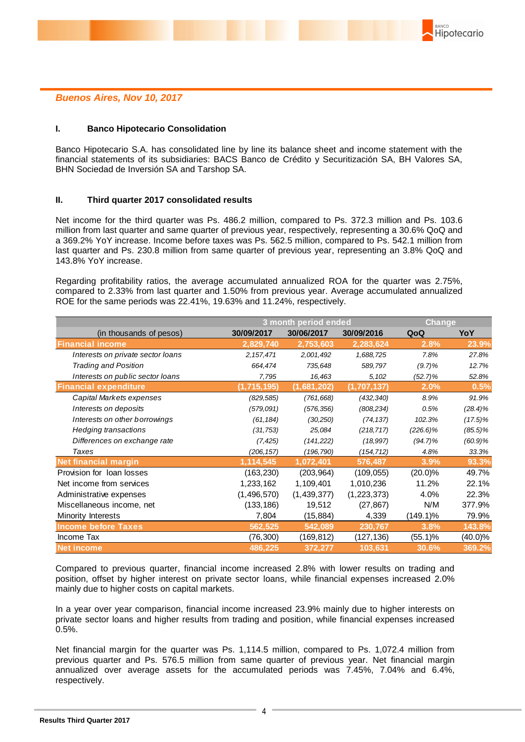*Buenos Aires, Nov 10, 2017*

## I. Banco Hipotecario Consolidation

Banco Hipotecario S.A. has consolidated line by line its balance sheet and income statement with the financial statements of its subsidiaries: BACS Banco de Crédito y Securitización SA, BH Valores SA, BHN Sociedad de Inversión SA and Tarshop SA.

## II. Third quarter 2017 consolidated results

Net income for the third quarter was Ps. 486.2 million, compared to Ps. 372.3 million and Ps. 103.6 million from last quarter and same quarter of previous year, respectively, representing a 30.6% QoQ and a 369.2% YoY increase. Income before taxes was Ps. 562.5 million, compared to Ps. 542.1 million from last quarter and Ps. 230.8 million from same quarter of previous year, representing an 3.8% QoQ and 143.8% YoY increase.

Regarding profitability ratios, the average accumulated annualized ROA for the quarter was 2.75%, compared to 2.33% from last quarter and 1.50% from previous year. Average accumulated annualized ROE for the same periods was 22.41%, 19.63% and 11.24%, respectively.

| | 3 month period ended | | | Change | |
|---|---|---|---|---|---|
| (in thousands of pesos) | 30/09/2017 | 30/06/2017 | 30/09/2016 | QoQ | YoY |
| **Financial income** | **2,829,740** | **2,753,603** | **2,283,624** | **2.8%** | **23.9%** |
| *Interests on private sector loans* | *2,157,471* | *2,001,492* | *1,688,725* | *7.8%* | *27.8%* |
| *Trading and Position* | *664,474* | *735,648* | *589,797* | *(9.7)%* | *12.7%* |
| *Interests on public sector loans* | *7,795* | *16,463* | *5,102* | *(52.7)%* | *52.8%* |
| **Financial expenditure** | **(1,715,195)** | **(1,681,202)** | **(1,707,137)** | **2.0%** | **0.5%** |
| *Capital Markets expenses* | *(829,585)* | *(761,668)* | *(432,340)* | *8.9%* | *91.9%* |
| *Interests on deposits* | *(579,091)* | *(576,356)* | *(808,234)* | *0.5%* | *(28.4)%* |
| *Interests on other borrowings* | *(61,184)* | *(30,250)* | *(74,137)* | *102.3%* | *(17.5)%* |
| *Hedging transactions* | *(31,753)* | *25,084* | *(218,717)* | *(226.6)%* | *(85.5)%* |
| *Differences on exchange rate* | *(7,425)* | *(141,222)* | *(18,997)* | *(94.7)%* | *(60.9)%* |
| *Taxes* | *(206,157)* | *(196,790)* | *(154,712)* | *4.8%* | *33.3%* |
| **Net financial margin** | **1,114,545** | **1,072,401** | **576,487** | **3.9%** | **93.3%** |
| Provision for loan losses | (163,230) | (203,964) | (109,055) | (20.0)% | 49.7% |
| Net income from services | 1,233,162 | 1,109,401 | 1,010,236 | 11.2% | 22.1% |
| Administrative expenses | (1,496,570) | (1,439,377) | (1,223,373) | 4.0% | 22.3% |
| Miscellaneous income, net | (133,186) | 19,512 | (27,867) | N/M | 377.9% |
| Minority Interests | 7,804 | (15,884) | 4,339 | (149.1)% | 79.9% |
| **Income before Taxes** | **562,525** | **542,089** | **230,767** | **3.8%** | **143.8%** |
| Income Tax | (76,300) | (169,812) | (127,136) | (55.1)% | (40.0)% |
| **Net income** | **486,225** | **372,277** | **103,631** | **30.6%** | **369.2%** |

Compared to previous quarter, financial income increased 2.8% with lower results on trading and position, offset by higher interest on private sector loans, while financial expenses increased 2.0% mainly due to higher costs on capital markets.

In a year over year comparison, financial income increased 23.9% mainly due to higher interests on private sector loans and higher results from trading and position, while financial expenses increased 0.5%.

Net financial margin for the quarter was Ps. 1,114.5 million, compared to Ps. 1,072.4 million from previous quarter and Ps. 576.5 million from same quarter of previous year. Net financial margin annualized over average assets for the accumulated periods was 7.45%, 7.04% and 6.4%, respectively.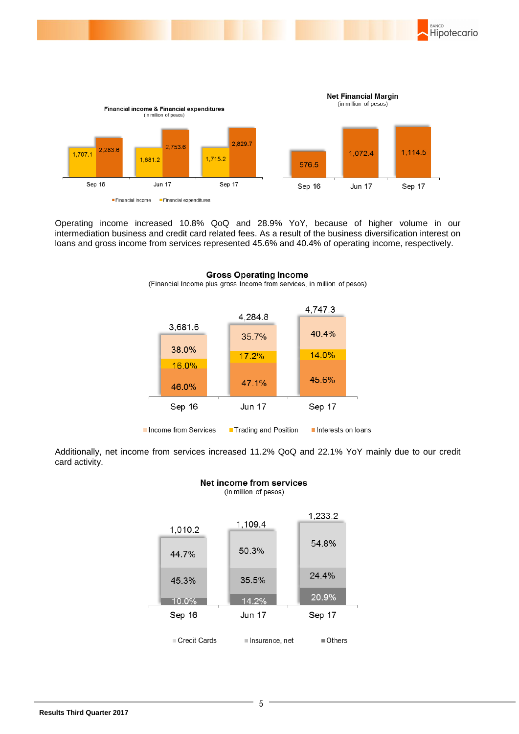**Financial income & Financial expenditures**
(in million of pesos)

| | Sep 16 | Jun 17 | Sep 17 |
|---|---|---|---|
| Financial income | 2,283.6 | 2,753.6 | 2,829.7 |
| Financial expenditures | 1,707.1 | 1,681.2 | 1,715.2 |

**Net Financial Margin**
(in million of pesos)

| Sep 16 | Jun 17 | Sep 17 |
|---|---|---|
| 576.5 | 1,072.4 | 1,114.5 |

Operating income increased 10.8% QoQ and 28.9% YoY, because of higher volume in our intermediation business and credit card related fees. As a result of the business diversification interest on loans and gross income from services represented 45.6% and 40.4% of operating income, respectively.

**Gross Operating Income**
(Financial Income plus gross Income from services, in million of pesos)

| | Sep 16 | Jun 17 | Sep 17 |
|---|---|---|---|
| Total | 3,681.6 | 4,284.8 | 4,747.3 |
| Income from Services | 38.0% | 35.7% | 40.4% |
| Trading and Position | 16.0% | 17.2% | 14.0% |
| Interests on loans | 46.0% | 47.1% | 45.6% |

Additionally, net income from services increased 11.2% QoQ and 22.1% YoY mainly due to our credit card activity.

**Net income from services**
(in million of pesos)

| | Sep 16 | Jun 17 | Sep 17 |
|---|---|---|---|
| Total | 1,010.2 | 1,109.4 | 1,233.2 |
| Credit Cards | 44.7% | 50.3% | 54.8% |
| Insurance, net | 45.3% | 35.5% | 24.4% |
| Others | 10.0% | 14.2% | 20.9% |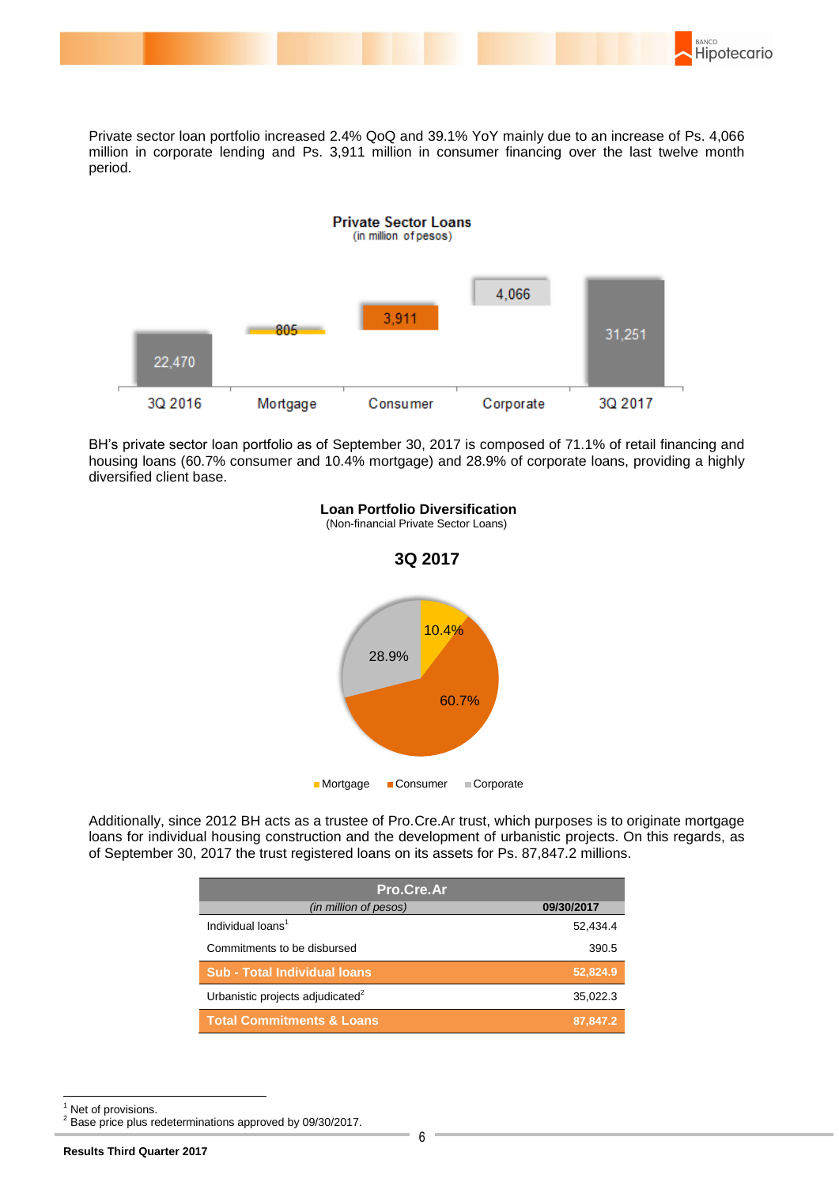Private sector loan portfolio increased 2.4% QoQ and 39.1% YoY mainly due to an increase of Ps. 4,066 million in corporate lending and Ps. 3,911 million in consumer financing over the last twelve month period.

**Private Sector Loans**
(in million of pesos)

| 3Q 2016 | Mortgage | Consumer | Corporate | 3Q 2017 |
|---|---|---|---|---|
| 22,470 | 805 | 3,911 | 4,066 | 31,251 |

BH's private sector loan portfolio as of September 30, 2017 is composed of 71.1% of retail financing and housing loans (60.7% consumer and 10.4% mortgage) and 28.9% of corporate loans, providing a highly diversified client base.

**Loan Portfolio Diversification**
(Non-financial Private Sector Loans)

**3Q 2017**

- Mortgage: 10.4%
- Consumer: 60.7%
- Corporate: 28.9%

Additionally, since 2012 BH acts as a trustee of Pro.Cre.Ar trust, which purposes is to originate mortgage loans for individual housing construction and the development of urbanistic projects. On this regards, as of September 30, 2017 the trust registered loans on its assets for Ps. 87,847.2 millions.

| Pro.Cre.Ar | |
|---|---|
| *(in million of pesos)* | **09/30/2017** |
| Individual loans[1] | 52,434.4 |
| Commitments to be disbursed | 390.5 |
| **Sub - Total Individual loans** | **52,824.9** |
| Urbanistic projects adjudicated[2] | 35,022.3 |
| **Total Commitments & Loans** | **87,847.2** |

[1] Net of provisions.
[2] Base price plus redeterminations approved by 09/30/2017.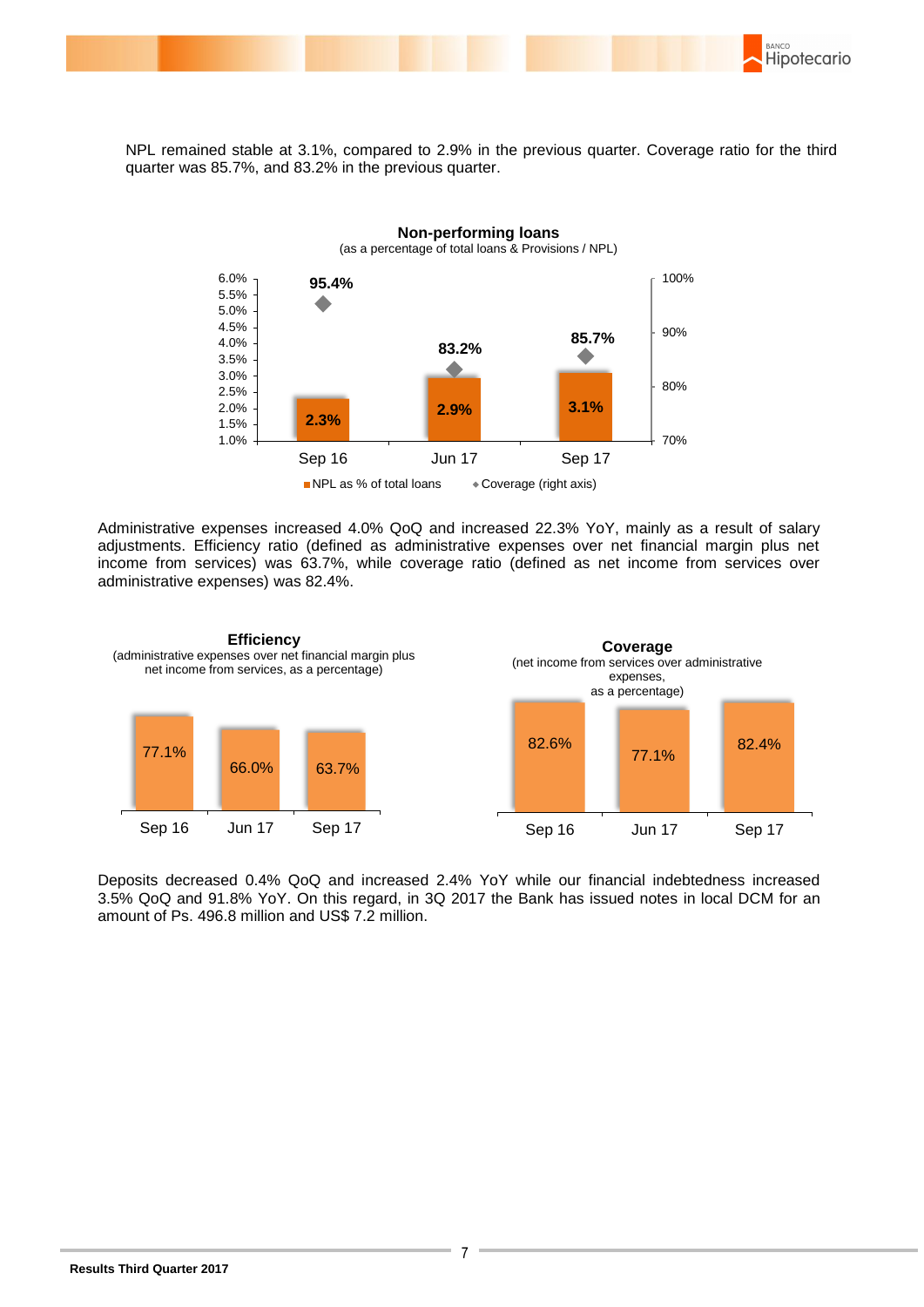NPL remained stable at 3.1%, compared to 2.9% in the previous quarter. Coverage ratio for the third quarter was 85.7%, and 83.2% in the previous quarter.

**Non-performing loans**
(as a percentage of total loans & Provisions / NPL)

| | Sep 16 | Jun 17 | Sep 17 |
|---|---|---|---|
| NPL as % of total loans | 2.3% | 2.9% | 3.1% |
| Coverage (right axis) | 95.4% | 83.2% | 85.7% |

Administrative expenses increased 4.0% QoQ and increased 22.3% YoY, mainly as a result of salary adjustments. Efficiency ratio (defined as administrative expenses over net financial margin plus net income from services) was 63.7%, while coverage ratio (defined as net income from services over administrative expenses) was 82.4%.

**Efficiency**
(administrative expenses over net financial margin plus net income from services, as a percentage)

| Sep 16 | Jun 17 | Sep 17 |
|---|---|---|
| 77.1% | 66.0% | 63.7% |

**Coverage**
(net income from services over administrative expenses, as a percentage)

| Sep 16 | Jun 17 | Sep 17 |
|---|---|---|
| 82.6% | 77.1% | 82.4% |

Deposits decreased 0.4% QoQ and increased 2.4% YoY while our financial indebtedness increased 3.5% QoQ and 91.8% YoY. On this regard, in 3Q 2017 the Bank has issued notes in local DCM for an amount of Ps. 496.8 million and US$ 7.2 million.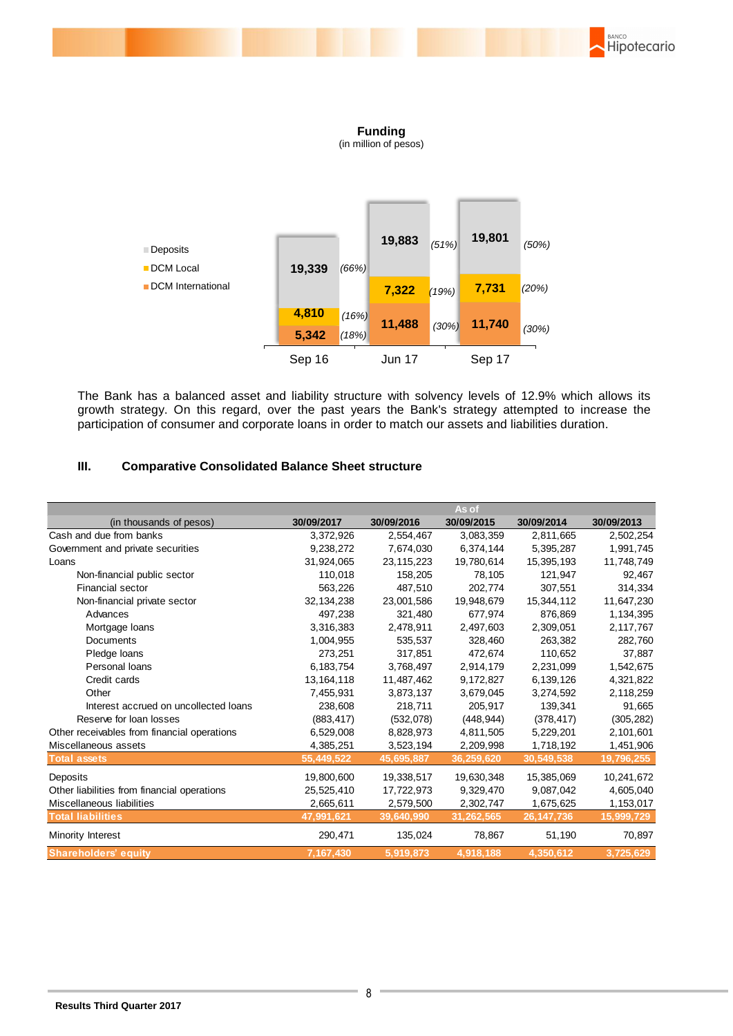**Funding**
(in million of pesos)

| | Sep 16 | Jun 17 | Sep 17 |
|---|---|---|---|
| Deposits | 19,339 (66%) | 19,883 (51%) | 19,801 (50%) |
| DCM Local | 4,810 (16%) | 7,322 (19%) | 7,731 (20%) |
| DCM International | 5,342 (18%) | 11,488 (30%) | 11,740 (30%) |

The Bank has a balanced asset and liability structure with solvency levels of 12.9% which allows its growth strategy. On this regard, over the past years the Bank's strategy attempted to increase the participation of consumer and corporate loans in order to match our assets and liabilities duration.

## III. Comparative Consolidated Balance Sheet structure

| | As of | | | | |
|---|---|---|---|---|---|
| (in thousands of pesos) | 30/09/2017 | 30/09/2016 | 30/09/2015 | 30/09/2014 | 30/09/2013 |
| Cash and due from banks | 3,372,926 | 2,554,467 | 3,083,359 | 2,811,665 | 2,502,254 |
| Government and private securities | 9,238,272 | 7,674,030 | 6,374,144 | 5,395,287 | 1,991,745 |
| Loans | 31,924,065 | 23,115,223 | 19,780,614 | 15,395,193 | 11,748,749 |
| Non-financial public sector | 110,018 | 158,205 | 78,105 | 121,947 | 92,467 |
| Financial sector | 563,226 | 487,510 | 202,774 | 307,551 | 314,334 |
| Non-financial private sector | 32,134,238 | 23,001,586 | 19,948,679 | 15,344,112 | 11,647,230 |
| Advances | 497,238 | 321,480 | 677,974 | 876,869 | 1,134,395 |
| Mortgage loans | 3,316,383 | 2,478,911 | 2,497,603 | 2,309,051 | 2,117,767 |
| Documents | 1,004,955 | 535,537 | 328,460 | 263,382 | 282,760 |
| Pledge loans | 273,251 | 317,851 | 472,674 | 110,652 | 37,887 |
| Personal loans | 6,183,754 | 3,768,497 | 2,914,179 | 2,231,099 | 1,542,675 |
| Credit cards | 13,164,118 | 11,487,462 | 9,172,827 | 6,139,126 | 4,321,822 |
| Other | 7,455,931 | 3,873,137 | 3,679,045 | 3,274,592 | 2,118,259 |
| Interest accrued on uncollected loans | 238,608 | 218,711 | 205,917 | 139,341 | 91,665 |
| Reserve for loan losses | (883,417) | (532,078) | (448,944) | (378,417) | (305,282) |
| Other receivables from financial operations | 6,529,008 | 8,828,973 | 4,811,505 | 5,229,201 | 2,101,601 |
| Miscellaneous assets | 4,385,251 | 3,523,194 | 2,209,998 | 1,718,192 | 1,451,906 |
| **Total assets** | **55,449,522** | **45,695,887** | **36,259,620** | **30,549,538** | **19,796,255** |
| Deposits | 19,800,600 | 19,338,517 | 19,630,348 | 15,385,069 | 10,241,672 |
| Other liabilities from financial operations | 25,525,410 | 17,722,973 | 9,329,470 | 9,087,042 | 4,605,040 |
| Miscellaneous liabilities | 2,665,611 | 2,579,500 | 2,302,747 | 1,675,625 | 1,153,017 |
| **Total liabilities** | **47,991,621** | **39,640,990** | **31,262,565** | **26,147,736** | **15,999,729** |
| Minority Interest | 290,471 | 135,024 | 78,867 | 51,190 | 70,897 |
| **Shareholders' equity** | **7,167,430** | **5,919,873** | **4,918,188** | **4,350,612** | **3,725,629** |

Results Third Quarter 2017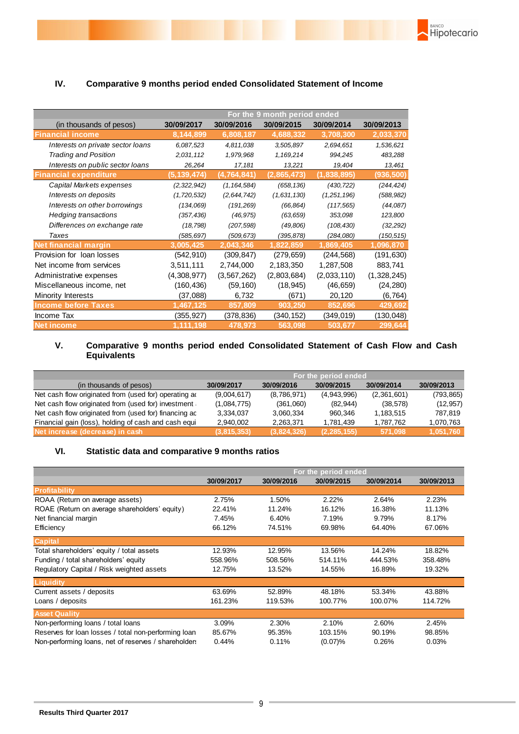### IV. Comparative 9 months period ended Consolidated Statement of Income

| (in thousands of pesos) | For the 9 month period ended 30/09/2017 | 30/09/2016 | 30/09/2015 | 30/09/2014 | 30/09/2013 |
|---|---|---|---|---|---|
| **Financial income** | **8,144,899** | **6,808,187** | **4,688,332** | **3,708,300** | **2,033,370** |
| *Interests on private sector loans* | *6,087,523* | *4,811,038* | *3,505,897* | *2,694,651* | *1,536,621* |
| *Trading and Position* | *2,031,112* | *1,979,968* | *1,169,214* | *994,245* | *483,288* |
| *Interests on public sector loans* | *26,264* | *17,181* | *13,221* | *19,404* | *13,461* |
| **Financial expenditure** | **(5,139,474)** | **(4,764,841)** | **(2,865,473)** | **(1,838,895)** | **(936,500)** |
| *Capital Markets expenses* | *(2,322,942)* | *(1,164,584)* | *(658,136)* | *(430,722)* | *(244,424)* |
| *Interests on deposits* | *(1,720,532)* | *(2,644,742)* | *(1,631,130)* | *(1,251,196)* | *(588,982)* |
| *Interests on other borrowings* | *(134,069)* | *(191,269)* | *(66,864)* | *(117,565)* | *(44,087)* |
| *Hedging transactions* | *(357,436)* | *(46,975)* | *(63,659)* | *353,098* | *123,800* |
| *Differences on exchange rate* | *(18,798)* | *(207,598)* | *(49,806)* | *(108,430)* | *(32,292)* |
| *Taxes* | *(585,697)* | *(509,673)* | *(395,878)* | *(284,080)* | *(150,515)* |
| **Net financial margin** | **3,005,425** | **2,043,346** | **1,822,859** | **1,869,405** | **1,096,870** |
| Provision for loan losses | (542,910) | (309,847) | (279,659) | (244,568) | (191,630) |
| Net income from services | 3,511,111 | 2,744,000 | 2,183,350 | 1,287,508 | 883,741 |
| Administrative expenses | (4,308,977) | (3,567,262) | (2,803,684) | (2,033,110) | (1,328,245) |
| Miscellaneous income, net | (160,436) | (59,160) | (18,945) | (46,659) | (24,280) |
| Minority Interests | (37,088) | 6,732 | (671) | 20,120 | (6,764) |
| **Income before Taxes** | **1,467,125** | **857,809** | **903,250** | **852,696** | **429,692** |
| Income Tax | (355,927) | (378,836) | (340,152) | (349,019) | (130,048) |
| **Net income** | **1,111,198** | **478,973** | **563,098** | **503,677** | **299,644** |

### V. Comparative 9 months period ended Consolidated Statement of Cash Flow and Cash Equivalents

| (in thousands of pesos) | For the period ended 30/09/2017 | 30/09/2016 | 30/09/2015 | 30/09/2014 | 30/09/2013 |
|---|---|---|---|---|---|
| Net cash flow originated from (used for) operating ac | (9,004,617) | (8,786,971) | (4,943,996) | (2,361,601) | (793,865) |
| Net cash flow originated from (used for) investment | (1,084,775) | (361,060) | (82,944) | (38,578) | (12,957) |
| Net cash flow originated from (used for) financing ac | 3,334,037 | 3,060,334 | 960,346 | 1,183,515 | 787,819 |
| Financial gain (loss), holding of cash and cash equi | 2,940,002 | 2,263,371 | 1,781,439 | 1,787,762 | 1,070,763 |
| **Net increase (decrease) in cash** | **(3,815,353)** | **(3,824,326)** | **(2,285,155)** | **571,098** | **1,051,760** |

### VI. Statistic data and comparative 9 months ratios

| | For the period ended 30/09/2017 | 30/09/2016 | 30/09/2015 | 30/09/2014 | 30/09/2013 |
|---|---|---|---|---|---|
| **Profitability** | | | | | |
| ROAA (Return on average assets) | 2.75% | 1.50% | 2.22% | 2.64% | 2.23% |
| ROAE (Return on average shareholders' equity) | 22.41% | 11.24% | 16.12% | 16.38% | 11.13% |
| Net financial margin | 7.45% | 6.40% | 7.19% | 9.79% | 8.17% |
| Efficiency | 66.12% | 74.51% | 69.98% | 64.40% | 67.06% |
| **Capital** | | | | | |
| Total shareholders' equity / total assets | 12.93% | 12.95% | 13.56% | 14.24% | 18.82% |
| Funding / total shareholders' equity | 558.96% | 508.56% | 514.11% | 444.53% | 358.48% |
| Regulatory Capital / Risk weighted assets | 12.75% | 13.52% | 14.55% | 16.89% | 19.32% |
| **Liquidity** | | | | | |
| Current assets / deposits | 63.69% | 52.89% | 48.18% | 53.34% | 43.88% |
| Loans / deposits | 161.23% | 119.53% | 100.77% | 100.07% | 114.72% |
| **Asset Quality** | | | | | |
| Non-performing loans / total loans | 3.09% | 2.30% | 2.10% | 2.60% | 2.45% |
| Reserves for loan losses / total non-performing loan | 85.67% | 95.35% | 103.15% | 90.19% | 98.85% |
| Non-performing loans, net of reserves / shareholders | 0.44% | 0.11% | (0.07)% | 0.26% | 0.03% |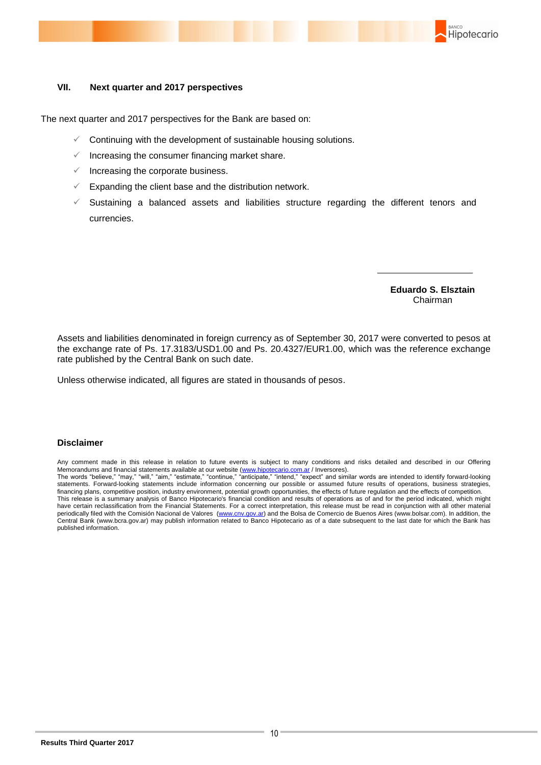## VII. Next quarter and 2017 perspectives

The next quarter and 2017 perspectives for the Bank are based on:

- ✓ Continuing with the development of sustainable housing solutions.
- ✓ Increasing the consumer financing market share.
- ✓ Increasing the corporate business.
- ✓ Expanding the client base and the distribution network.
- ✓ Sustaining a balanced assets and liabilities structure regarding the different tenors and currencies.

**Eduardo S. Elsztain**
Chairman

Assets and liabilities denominated in foreign currency as of September 30, 2017 were converted to pesos at the exchange rate of Ps. 17.3183/USD1.00 and Ps. 20.4327/EUR1.00, which was the reference exchange rate published by the Central Bank on such date.

Unless otherwise indicated, all figures are stated in thousands of pesos.

### Disclaimer

Any comment made in this release in relation to future events is subject to many conditions and risks detailed and described in our Offering Memorandums and financial statements available at our website (www.hipotecario.com.ar / Inversores).
The words "believe," "may," "will," "aim," "estimate," "continue," "anticipate," "intend," "expect" and similar words are intended to identify forward-looking statements. Forward-looking statements include information concerning our possible or assumed future results of operations, business strategies, financing plans, competitive position, industry environment, potential growth opportunities, the effects of future regulation and the effects of competition.
This release is a summary analysis of Banco Hipotecario's financial condition and results of operations as of and for the period indicated, which might have certain reclassification from the Financial Statements. For a correct interpretation, this release must be read in conjunction with all other material periodically filed with the Comisión Nacional de Valores (www.cnv.gov.ar) and the Bolsa de Comercio de Buenos Aires (www.bolsar.com). In addition, the Central Bank (www.bcra.gov.ar) may publish information related to Banco Hipotecario as of a date subsequent to the last date for which the Bank has published information.